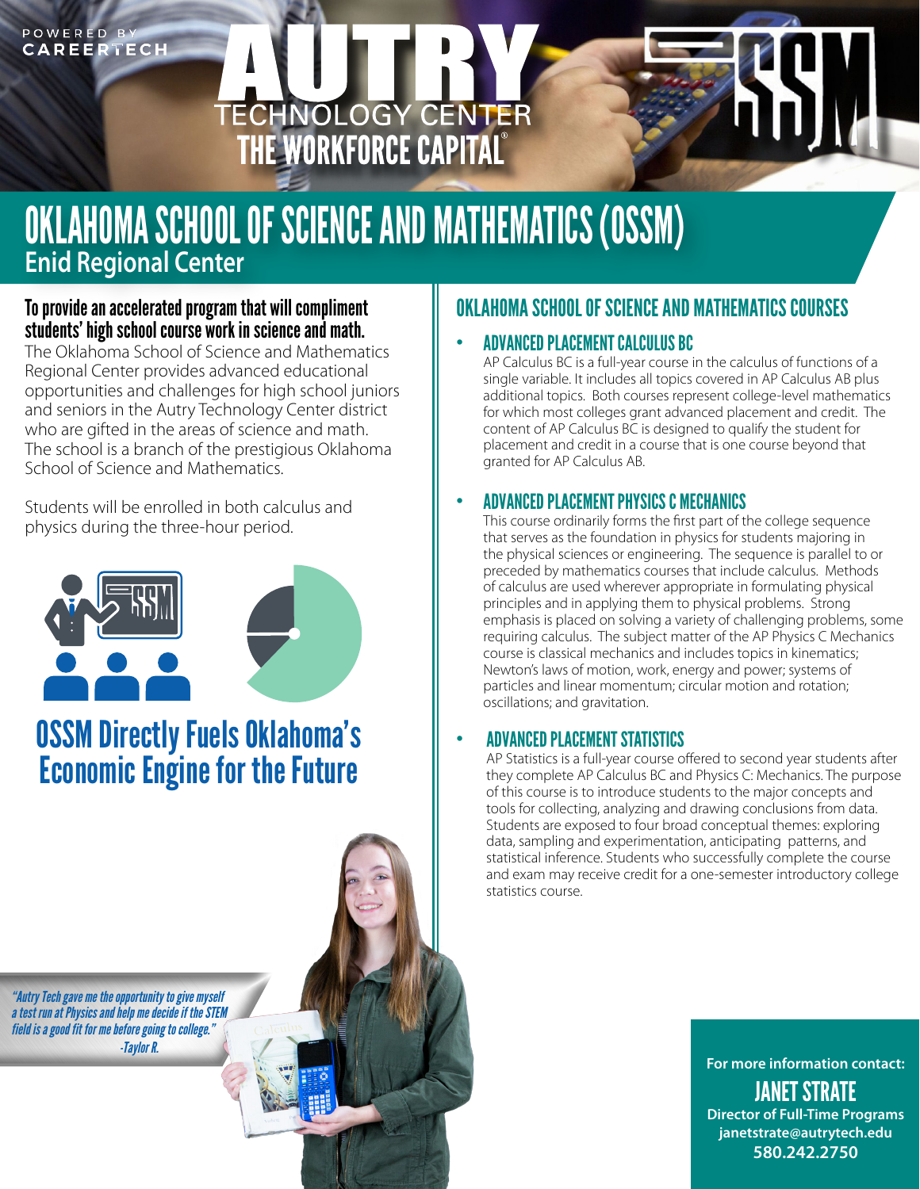POWERED BY CAREERTECH

AUTRY TECHNOLOGY CENTER
THE WORKFORCE CAPITAL®

# OKLAHOMA SCHOOL OF SCIENCE AND MATHEMATICS (OSSM)

## Enid Regional Center

### To provide an accelerated program that will compliment students' high school course work in science and math.

The Oklahoma School of Science and Mathematics Regional Center provides advanced educational opportunities and challenges for high school juniors and seniors in the Autry Technology Center district who are gifted in the areas of science and math. The school is a branch of the prestigious Oklahoma School of Science and Mathematics.

Students will be enrolled in both calculus and physics during the three-hour period.

## OSSM Directly Fuels Oklahoma's Economic Engine for the Future

*"Autry Tech gave me the opportunity to give myself a test run at Physics and help me decide if the STEM field is a good fit for me before going to college."*
*-Taylor R.*

## OKLAHOMA SCHOOL OF SCIENCE AND MATHEMATICS COURSES

- **ADVANCED PLACEMENT CALCULUS BC**
  AP Calculus BC is a full-year course in the calculus of functions of a single variable. It includes all topics covered in AP Calculus AB plus additional topics. Both courses represent college-level mathematics for which most colleges grant advanced placement and credit. The content of AP Calculus BC is designed to qualify the student for placement and credit in a course that is one course beyond that granted for AP Calculus AB.

- **ADVANCED PLACEMENT PHYSICS C MECHANICS**
  This course ordinarily forms the first part of the college sequence that serves as the foundation in physics for students majoring in the physical sciences or engineering. The sequence is parallel to or preceded by mathematics courses that include calculus. Methods of calculus are used wherever appropriate in formulating physical principles and in applying them to physical problems. Strong emphasis is placed on solving a variety of challenging problems, some requiring calculus. The subject matter of the AP Physics C Mechanics course is classical mechanics and includes topics in kinematics; Newton's laws of motion, work, energy and power; systems of particles and linear momentum; circular motion and rotation; oscillations; and gravitation.

- **ADVANCED PLACEMENT STATISTICS**
  AP Statistics is a full-year course offered to second year students after they complete AP Calculus BC and Physics C: Mechanics. The purpose of this course is to introduce students to the major concepts and tools for collecting, analyzing and drawing conclusions from data. Students are exposed to four broad conceptual themes: exploring data, sampling and experimentation, anticipating patterns, and statistical inference. Students who successfully complete the course and exam may receive credit for a one-semester introductory college statistics course.

**For more information contact:**

**JANET STRATE**
**Director of Full-Time Programs**
**janetstrate@autrytech.edu**
**580.242.2750**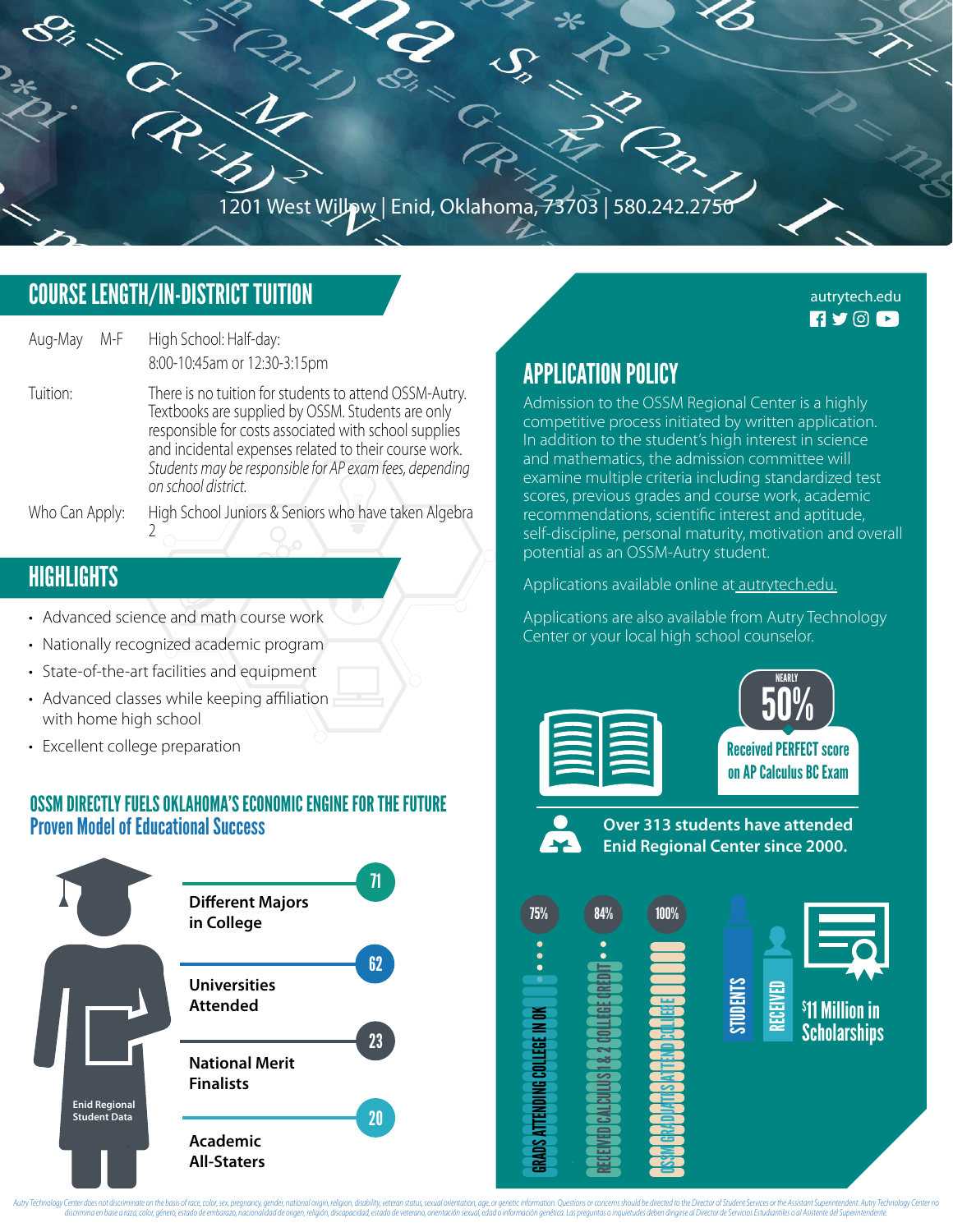1201 West Willow | Enid, Oklahoma, 73703 | 580.242.2750

## COURSE LENGTH/IN-DISTRICT TUITION

| | |
|---|---|
| Aug-May M-F | High School: Half-day: 8:00-10:45am or 12:30-3:15pm |
| Tuition: | There is no tuition for students to attend OSSM-Autry. Textbooks are supplied by OSSM. Students are only responsible for costs associated with school supplies and incidental expenses related to their course work. *Students may be responsible for AP exam fees, depending on school district.* |
| Who Can Apply: | High School Juniors & Seniors who have taken Algebra 2 |

## HIGHLIGHTS

- Advanced science and math course work
- Nationally recognized academic program
- State-of-the-art facilities and equipment
- Advanced classes while keeping affiliation with home high school
- Excellent college preparation

## OSSM DIRECTLY FUELS OKLAHOMA'S ECONOMIC ENGINE FOR THE FUTURE

### Proven Model of Educational Success

Enid Regional Student Data

71 **Different Majors in College**

62 **Universities Attended**

23 **National Merit Finalists**

20 **Academic All-Staters**

autrytech.edu

## APPLICATION POLICY

Admission to the OSSM Regional Center is a highly competitive process initiated by written application. In addition to the student's high interest in science and mathematics, the admission committee will examine multiple criteria including standardized test scores, previous grades and course work, academic recommendations, scientific interest and aptitude, self-discipline, personal maturity, motivation and overall potential as an OSSM-Autry student.

Applications available online at autrytech.edu.

Applications are also available from Autry Technology Center or your local high school counselor.

NEARLY 50% Received PERFECT score on AP Calculus BC Exam

**Over 313 students have attended Enid Regional Center since 2000.**

75% GRADS ATTENDING COLLEGE IN OK

84% RECEIVED CALCULUS 1 & 2 COLLEGE CREDIT

100% OSSM GRADUATES ATTEND COLLEGE

STUDENTS RECEIVED $11 Million in Scholarships

*Autry Technology Center does not discriminate on the basis of race, color, sex, pregnancy, gender, national origin, religion, disability, veteran status, sexual orientation, age, or genetic information. Questions or concerns should be directed to the Director of Student Services or the Assistant Superintendent. Autry Technology Center no discrimina en base a raza, color, género, estado de embarazo, nacionalidad de origen, religión, discapacidad, estado de veterano, orientación sexual, edad o información genética. Las preguntas o inquietudes deben dirigirse al Director de Servicios Estudiantiles o al Asistente del Superintendente.*